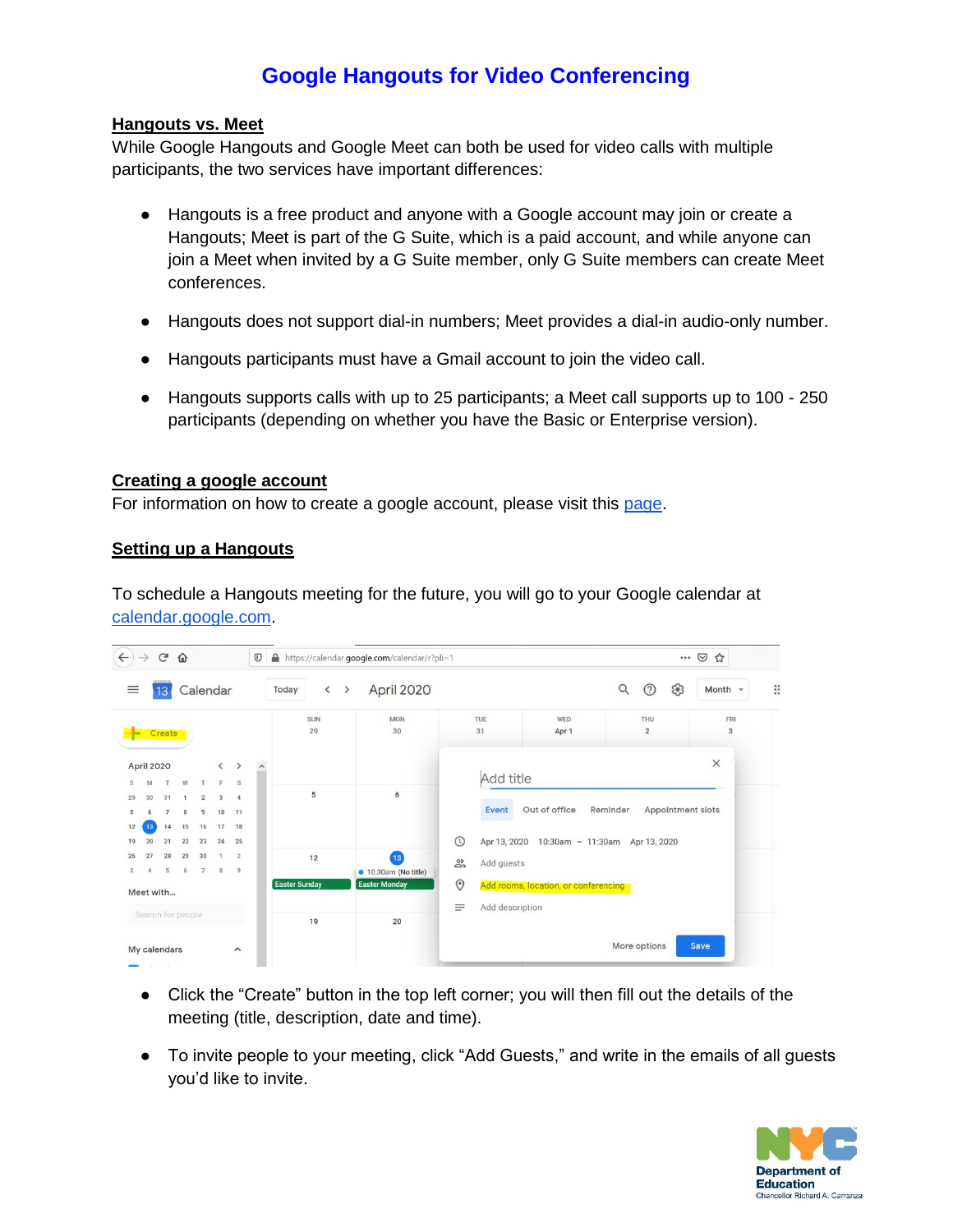# Google Hangouts for Video Conferencing

## Hangouts vs. Meet

While Google Hangouts and Google Meet can both be used for video calls with multiple participants, the two services have important differences:

- Hangouts is a free product and anyone with a Google account may join or create a Hangouts; Meet is part of the G Suite, which is a paid account, and while anyone can join a Meet when invited by a G Suite member, only G Suite members can create Meet conferences.
- Hangouts does not support dial-in numbers; Meet provides a dial-in audio-only number.
- Hangouts participants must have a Gmail account to join the video call.
- Hangouts supports calls with up to 25 participants; a Meet call supports up to 100 - 250 participants (depending on whether you have the Basic or Enterprise version).

## Creating a google account

For information on how to create a google account, please visit this page.

## Setting up a Hangouts

To schedule a Hangouts meeting for the future, you will go to your Google calendar at calendar.google.com.

- Click the "Create" button in the top left corner; you will then fill out the details of the meeting (title, description, date and time).
- To invite people to your meeting, click "Add Guests," and write in the emails of all guests you'd like to invite.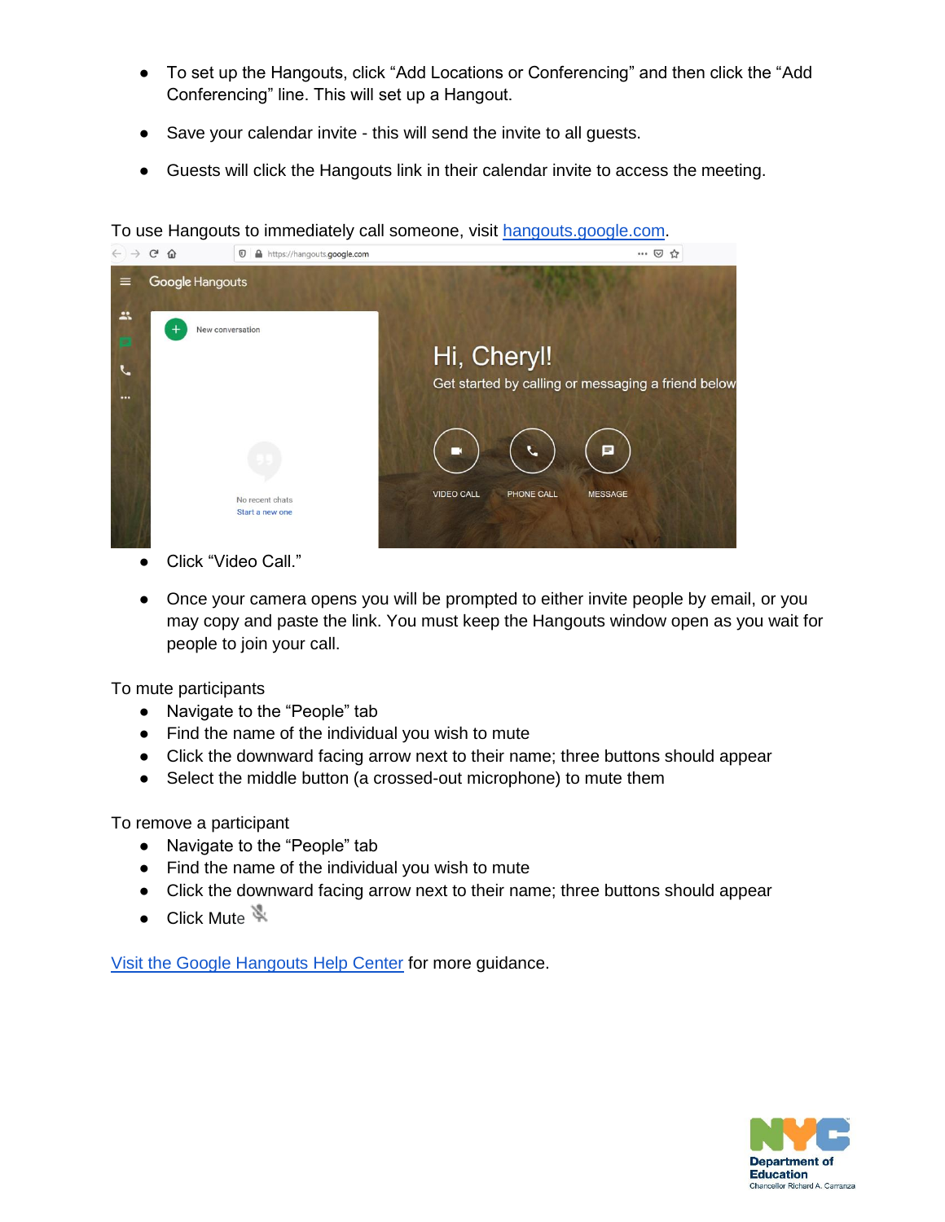- To set up the Hangouts, click “Add Locations or Conferencing” and then click the “Add Conferencing” line. This will set up a Hangout.
- Save your calendar invite - this will send the invite to all guests.
- Guests will click the Hangouts link in their calendar invite to access the meeting.

To use Hangouts to immediately call someone, visit [hangouts.google.com](https://hangouts.google.com).

- Click “Video Call.”
- Once your camera opens you will be prompted to either invite people by email, or you may copy and paste the link. You must keep the Hangouts window open as you wait for people to join your call.

To mute participants

- Navigate to the “People” tab
- Find the name of the individual you wish to mute
- Click the downward facing arrow next to their name; three buttons should appear
- Select the middle button (a crossed-out microphone) to mute them

To remove a participant

- Navigate to the “People” tab
- Find the name of the individual you wish to mute
- Click the downward facing arrow next to their name; three buttons should appear
- Click Mute

[Visit the Google Hangouts Help Center](#) for more guidance.